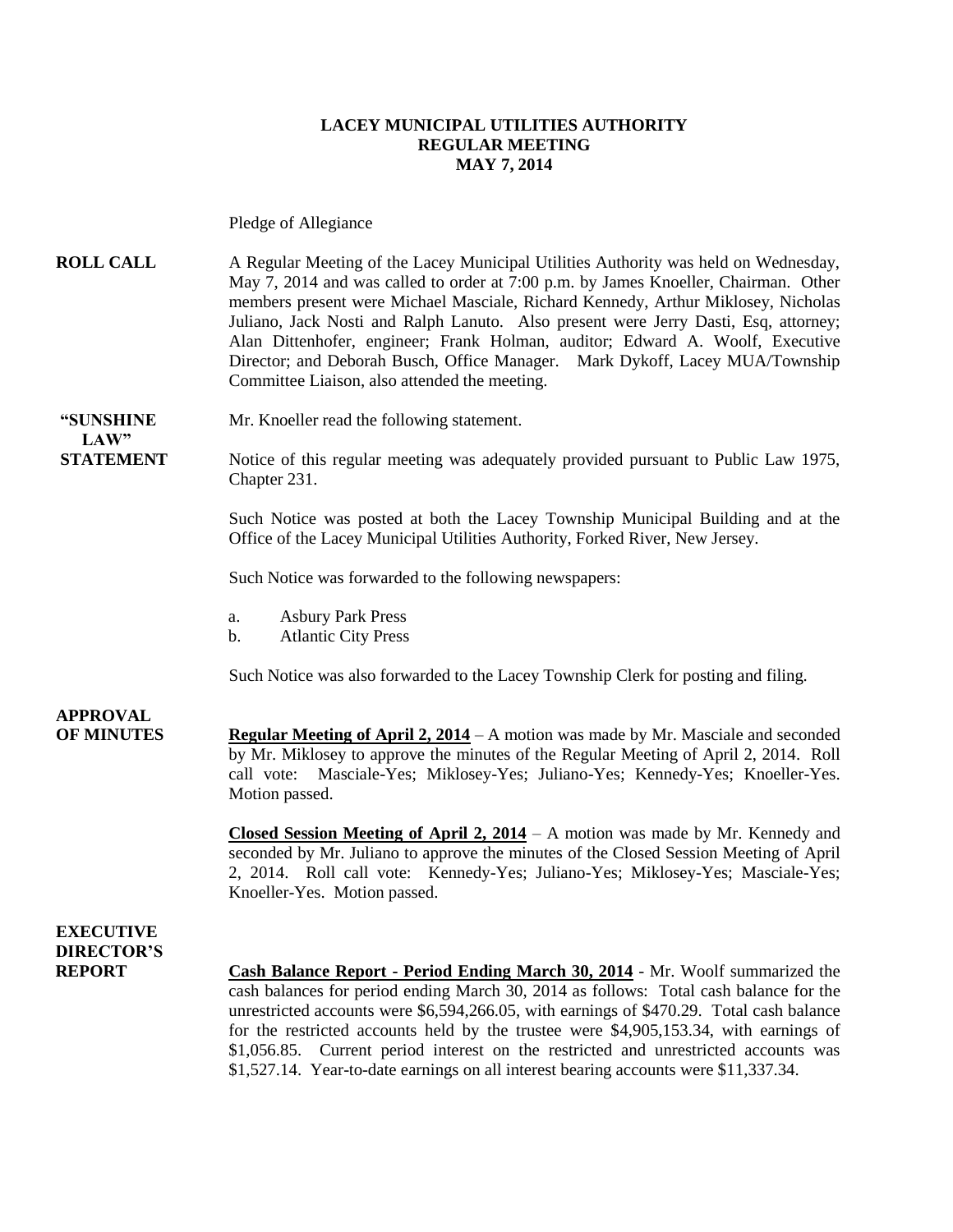# LACEY MUNICIPAL UTILITIES AUTHORITY
## REGULAR MEETING
## MAY 7, 2014

Pledge of Allegiance

**ROLL CALL** A Regular Meeting of the Lacey Municipal Utilities Authority was held on Wednesday, May 7, 2014 and was called to order at 7:00 p.m. by James Knoeller, Chairman. Other members present were Michael Masciale, Richard Kennedy, Arthur Miklosey, Nicholas Juliano, Jack Nosti and Ralph Lanuto. Also present were Jerry Dasti, Esq, attorney; Alan Dittenhofer, engineer; Frank Holman, auditor; Edward A. Woolf, Executive Director; and Deborah Busch, Office Manager. Mark Dykoff, Lacey MUA/Township Committee Liaison, also attended the meeting.

**"SUNSHINE LAW" STATEMENT** Mr. Knoeller read the following statement.

Notice of this regular meeting was adequately provided pursuant to Public Law 1975, Chapter 231.

Such Notice was posted at both the Lacey Township Municipal Building and at the Office of the Lacey Municipal Utilities Authority, Forked River, New Jersey.

Such Notice was forwarded to the following newspapers:

a. Asbury Park Press
b. Atlantic City Press

Such Notice was also forwarded to the Lacey Township Clerk for posting and filing.

**APPROVAL OF MINUTES** **Regular Meeting of April 2, 2014** – A motion was made by Mr. Masciale and seconded by Mr. Miklosey to approve the minutes of the Regular Meeting of April 2, 2014. Roll call vote: Masciale-Yes; Miklosey-Yes; Juliano-Yes; Kennedy-Yes; Knoeller-Yes. Motion passed.

**Closed Session Meeting of April 2, 2014** – A motion was made by Mr. Kennedy and seconded by Mr. Juliano to approve the minutes of the Closed Session Meeting of April 2, 2014. Roll call vote: Kennedy-Yes; Juliano-Yes; Miklosey-Yes; Masciale-Yes; Knoeller-Yes. Motion passed.

**EXECUTIVE DIRECTOR'S REPORT** **Cash Balance Report - Period Ending March 30, 2014** - Mr. Woolf summarized the cash balances for period ending March 30, 2014 as follows: Total cash balance for the unrestricted accounts were $6,594,266.05, with earnings of $470.29. Total cash balance for the restricted accounts held by the trustee were $4,905,153.34, with earnings of $1,056.85. Current period interest on the restricted and unrestricted accounts was $1,527.14. Year-to-date earnings on all interest bearing accounts were $11,337.34.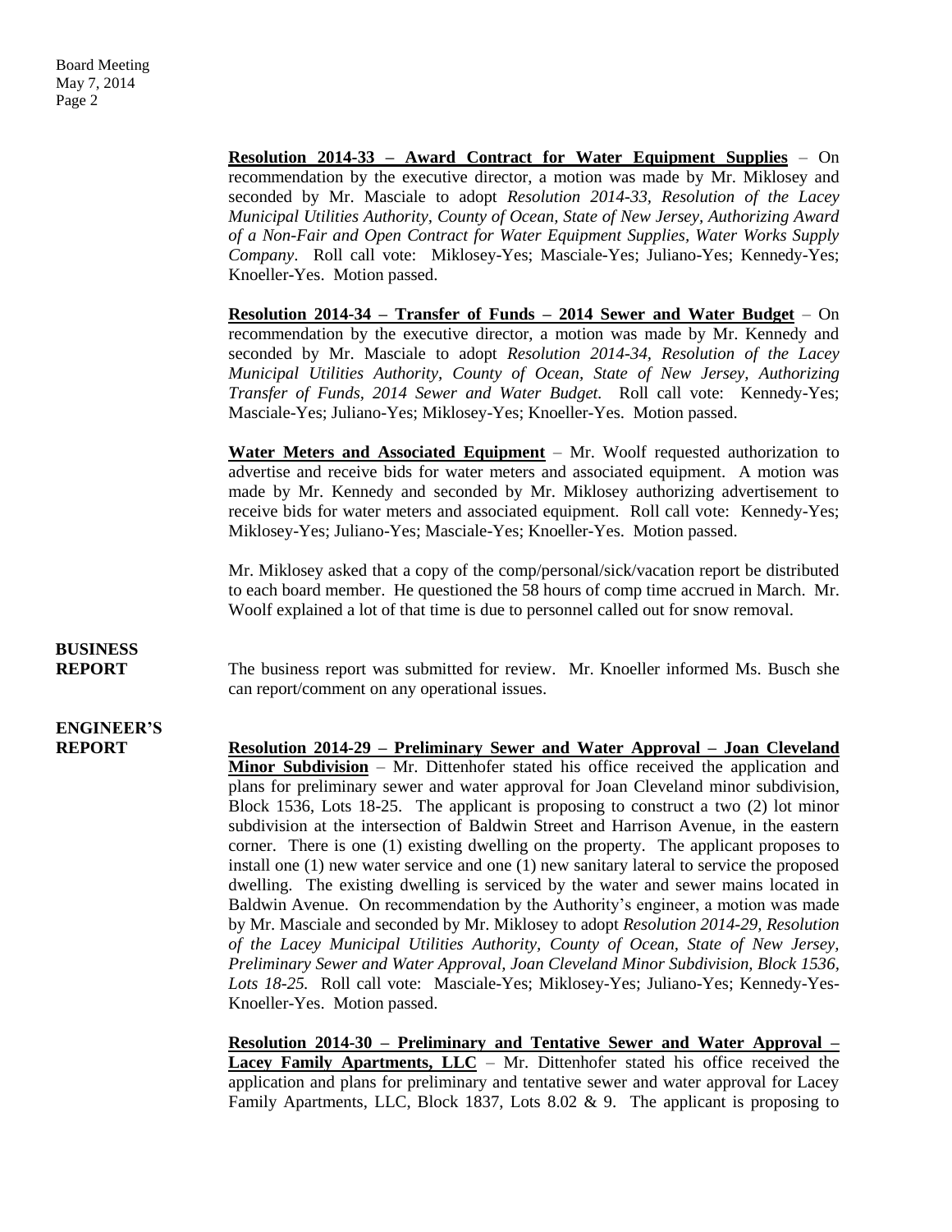**Resolution 2014-33 – Award Contract for Water Equipment Supplies** – On recommendation by the executive director, a motion was made by Mr. Miklosey and seconded by Mr. Masciale to adopt *Resolution 2014-33, Resolution of the Lacey Municipal Utilities Authority, County of Ocean, State of New Jersey, Authorizing Award of a Non-Fair and Open Contract for Water Equipment Supplies, Water Works Supply Company*. Roll call vote: Miklosey-Yes; Masciale-Yes; Juliano-Yes; Kennedy-Yes; Knoeller-Yes. Motion passed.

**Resolution 2014-34 – Transfer of Funds – 2014 Sewer and Water Budget** – On recommendation by the executive director, a motion was made by Mr. Kennedy and seconded by Mr. Masciale to adopt *Resolution 2014-34, Resolution of the Lacey Municipal Utilities Authority, County of Ocean, State of New Jersey, Authorizing Transfer of Funds, 2014 Sewer and Water Budget.* Roll call vote: Kennedy-Yes; Masciale-Yes; Juliano-Yes; Miklosey-Yes; Knoeller-Yes. Motion passed.

**Water Meters and Associated Equipment** – Mr. Woolf requested authorization to advertise and receive bids for water meters and associated equipment. A motion was made by Mr. Kennedy and seconded by Mr. Miklosey authorizing advertisement to receive bids for water meters and associated equipment. Roll call vote: Kennedy-Yes; Miklosey-Yes; Juliano-Yes; Masciale-Yes; Knoeller-Yes. Motion passed.

Mr. Miklosey asked that a copy of the comp/personal/sick/vacation report be distributed to each board member. He questioned the 58 hours of comp time accrued in March. Mr. Woolf explained a lot of that time is due to personnel called out for snow removal.

**BUSINESS REPORT**

The business report was submitted for review. Mr. Knoeller informed Ms. Busch she can report/comment on any operational issues.

**ENGINEER'S REPORT**

**Resolution 2014-29 – Preliminary Sewer and Water Approval – Joan Cleveland Minor Subdivision** – Mr. Dittenhofer stated his office received the application and plans for preliminary sewer and water approval for Joan Cleveland minor subdivision, Block 1536, Lots 18-25. The applicant is proposing to construct a two (2) lot minor subdivision at the intersection of Baldwin Street and Harrison Avenue, in the eastern corner. There is one (1) existing dwelling on the property. The applicant proposes to install one (1) new water service and one (1) new sanitary lateral to service the proposed dwelling. The existing dwelling is serviced by the water and sewer mains located in Baldwin Avenue. On recommendation by the Authority's engineer, a motion was made by Mr. Masciale and seconded by Mr. Miklosey to adopt *Resolution 2014-29, Resolution of the Lacey Municipal Utilities Authority, County of Ocean, State of New Jersey, Preliminary Sewer and Water Approval, Joan Cleveland Minor Subdivision, Block 1536, Lots 18-25.* Roll call vote: Masciale-Yes; Miklosey-Yes; Juliano-Yes; Kennedy-Yes-Knoeller-Yes. Motion passed.

**Resolution 2014-30 – Preliminary and Tentative Sewer and Water Approval – Lacey Family Apartments, LLC** – Mr. Dittenhofer stated his office received the application and plans for preliminary and tentative sewer and water approval for Lacey Family Apartments, LLC, Block 1837, Lots 8.02 & 9. The applicant is proposing to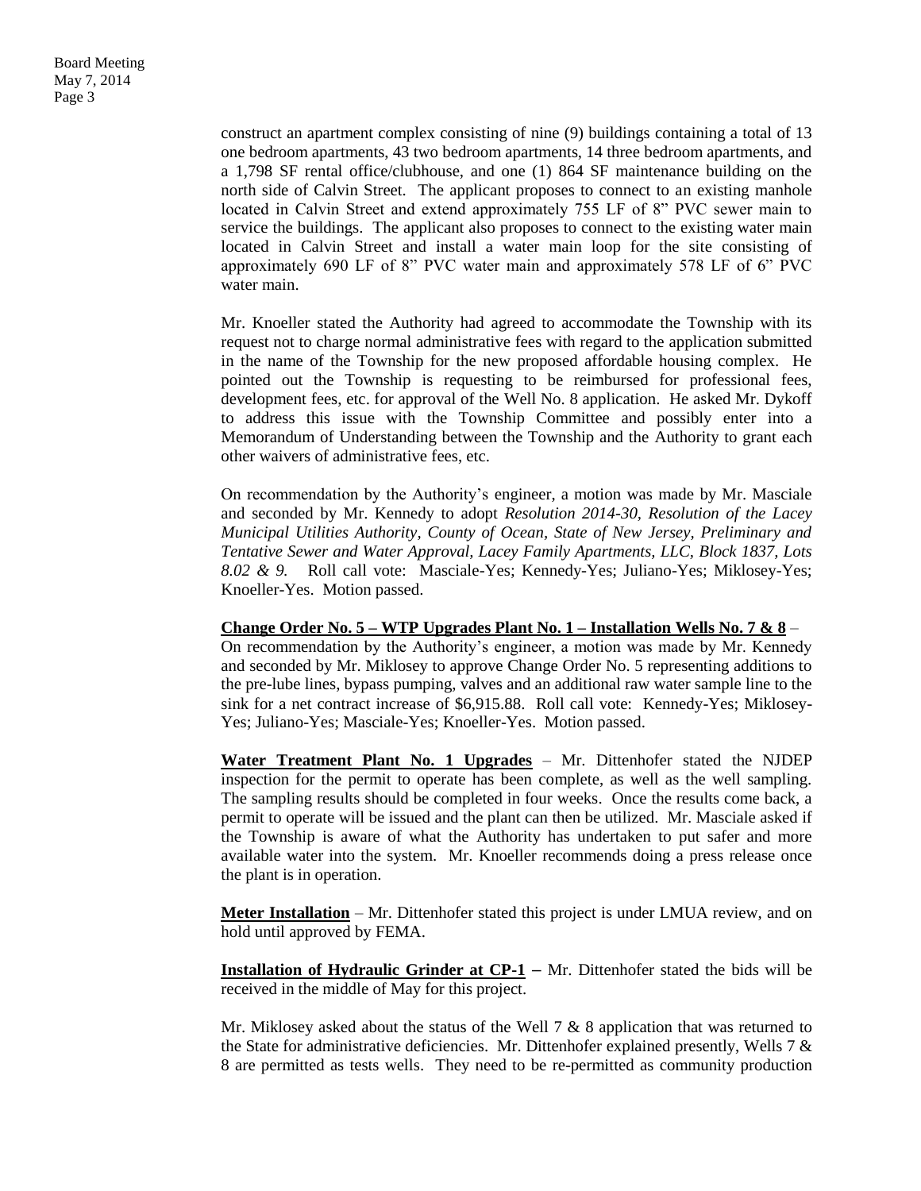construct an apartment complex consisting of nine (9) buildings containing a total of 13 one bedroom apartments, 43 two bedroom apartments, 14 three bedroom apartments, and a 1,798 SF rental office/clubhouse, and one (1) 864 SF maintenance building on the north side of Calvin Street. The applicant proposes to connect to an existing manhole located in Calvin Street and extend approximately 755 LF of 8" PVC sewer main to service the buildings. The applicant also proposes to connect to the existing water main located in Calvin Street and install a water main loop for the site consisting of approximately 690 LF of 8" PVC water main and approximately 578 LF of 6" PVC water main.

Mr. Knoeller stated the Authority had agreed to accommodate the Township with its request not to charge normal administrative fees with regard to the application submitted in the name of the Township for the new proposed affordable housing complex. He pointed out the Township is requesting to be reimbursed for professional fees, development fees, etc. for approval of the Well No. 8 application. He asked Mr. Dykoff to address this issue with the Township Committee and possibly enter into a Memorandum of Understanding between the Township and the Authority to grant each other waivers of administrative fees, etc.

On recommendation by the Authority's engineer, a motion was made by Mr. Masciale and seconded by Mr. Kennedy to adopt *Resolution 2014-30, Resolution of the Lacey Municipal Utilities Authority, County of Ocean, State of New Jersey, Preliminary and Tentative Sewer and Water Approval, Lacey Family Apartments, LLC, Block 1837, Lots 8.02 & 9.* Roll call vote: Masciale-Yes; Kennedy-Yes; Juliano-Yes; Miklosey-Yes; Knoeller-Yes. Motion passed.

**Change Order No. 5 – WTP Upgrades Plant No. 1 – Installation Wells No. 7 & 8** – On recommendation by the Authority's engineer, a motion was made by Mr. Kennedy and seconded by Mr. Miklosey to approve Change Order No. 5 representing additions to the pre-lube lines, bypass pumping, valves and an additional raw water sample line to the sink for a net contract increase of $6,915.88. Roll call vote: Kennedy-Yes; Miklosey-Yes; Juliano-Yes; Masciale-Yes; Knoeller-Yes. Motion passed.

**Water Treatment Plant No. 1 Upgrades** – Mr. Dittenhofer stated the NJDEP inspection for the permit to operate has been complete, as well as the well sampling. The sampling results should be completed in four weeks. Once the results come back, a permit to operate will be issued and the plant can then be utilized. Mr. Masciale asked if the Township is aware of what the Authority has undertaken to put safer and more available water into the system. Mr. Knoeller recommends doing a press release once the plant is in operation.

**Meter Installation** – Mr. Dittenhofer stated this project is under LMUA review, and on hold until approved by FEMA.

**Installation of Hydraulic Grinder at CP-1** – Mr. Dittenhofer stated the bids will be received in the middle of May for this project.

Mr. Miklosey asked about the status of the Well 7 & 8 application that was returned to the State for administrative deficiencies. Mr. Dittenhofer explained presently, Wells 7 & 8 are permitted as tests wells. They need to be re-permitted as community production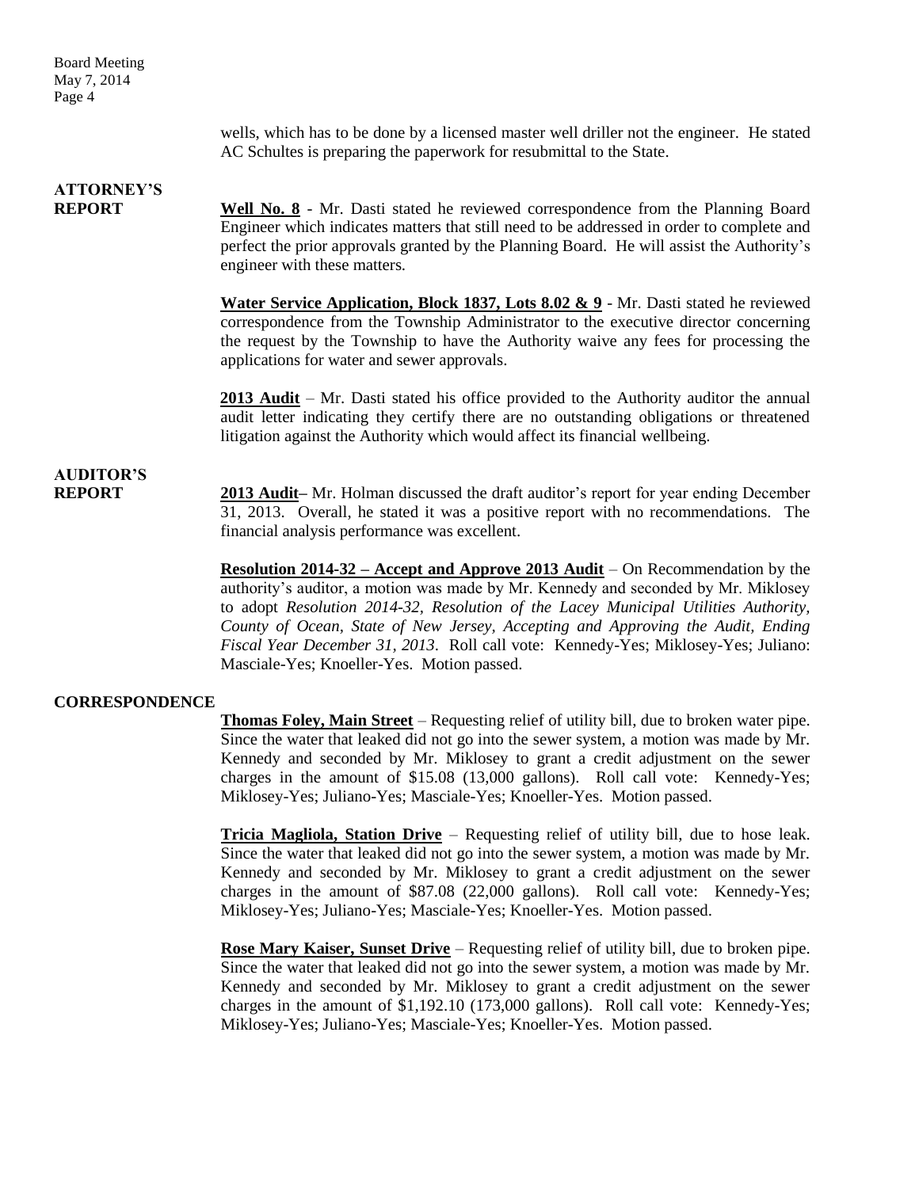wells, which has to be done by a licensed master well driller not the engineer. He stated AC Schultes is preparing the paperwork for resubmittal to the State.

**ATTORNEY'S REPORT**

**Well No. 8** - Mr. Dasti stated he reviewed correspondence from the Planning Board Engineer which indicates matters that still need to be addressed in order to complete and perfect the prior approvals granted by the Planning Board. He will assist the Authority's engineer with these matters.

**Water Service Application, Block 1837, Lots 8.02 & 9** - Mr. Dasti stated he reviewed correspondence from the Township Administrator to the executive director concerning the request by the Township to have the Authority waive any fees for processing the applications for water and sewer approvals.

**2013 Audit** – Mr. Dasti stated his office provided to the Authority auditor the annual audit letter indicating they certify there are no outstanding obligations or threatened litigation against the Authority which would affect its financial wellbeing.

**AUDITOR'S REPORT**

**2013 Audit**– Mr. Holman discussed the draft auditor's report for year ending December 31, 2013. Overall, he stated it was a positive report with no recommendations. The financial analysis performance was excellent.

**Resolution 2014-32 – Accept and Approve 2013 Audit** – On Recommendation by the authority's auditor, a motion was made by Mr. Kennedy and seconded by Mr. Miklosey to adopt *Resolution 2014-32, Resolution of the Lacey Municipal Utilities Authority, County of Ocean, State of New Jersey, Accepting and Approving the Audit, Ending Fiscal Year December 31, 2013*. Roll call vote: Kennedy-Yes; Miklosey-Yes; Juliano: Masciale-Yes; Knoeller-Yes. Motion passed.

**CORRESPONDENCE**

**Thomas Foley, Main Street** – Requesting relief of utility bill, due to broken water pipe. Since the water that leaked did not go into the sewer system, a motion was made by Mr. Kennedy and seconded by Mr. Miklosey to grant a credit adjustment on the sewer charges in the amount of $15.08 (13,000 gallons). Roll call vote: Kennedy-Yes; Miklosey-Yes; Juliano-Yes; Masciale-Yes; Knoeller-Yes. Motion passed.

**Tricia Magliola, Station Drive** – Requesting relief of utility bill, due to hose leak. Since the water that leaked did not go into the sewer system, a motion was made by Mr. Kennedy and seconded by Mr. Miklosey to grant a credit adjustment on the sewer charges in the amount of $87.08 (22,000 gallons). Roll call vote: Kennedy-Yes; Miklosey-Yes; Juliano-Yes; Masciale-Yes; Knoeller-Yes. Motion passed.

**Rose Mary Kaiser, Sunset Drive** – Requesting relief of utility bill, due to broken pipe. Since the water that leaked did not go into the sewer system, a motion was made by Mr. Kennedy and seconded by Mr. Miklosey to grant a credit adjustment on the sewer charges in the amount of $1,192.10 (173,000 gallons). Roll call vote: Kennedy-Yes; Miklosey-Yes; Juliano-Yes; Masciale-Yes; Knoeller-Yes. Motion passed.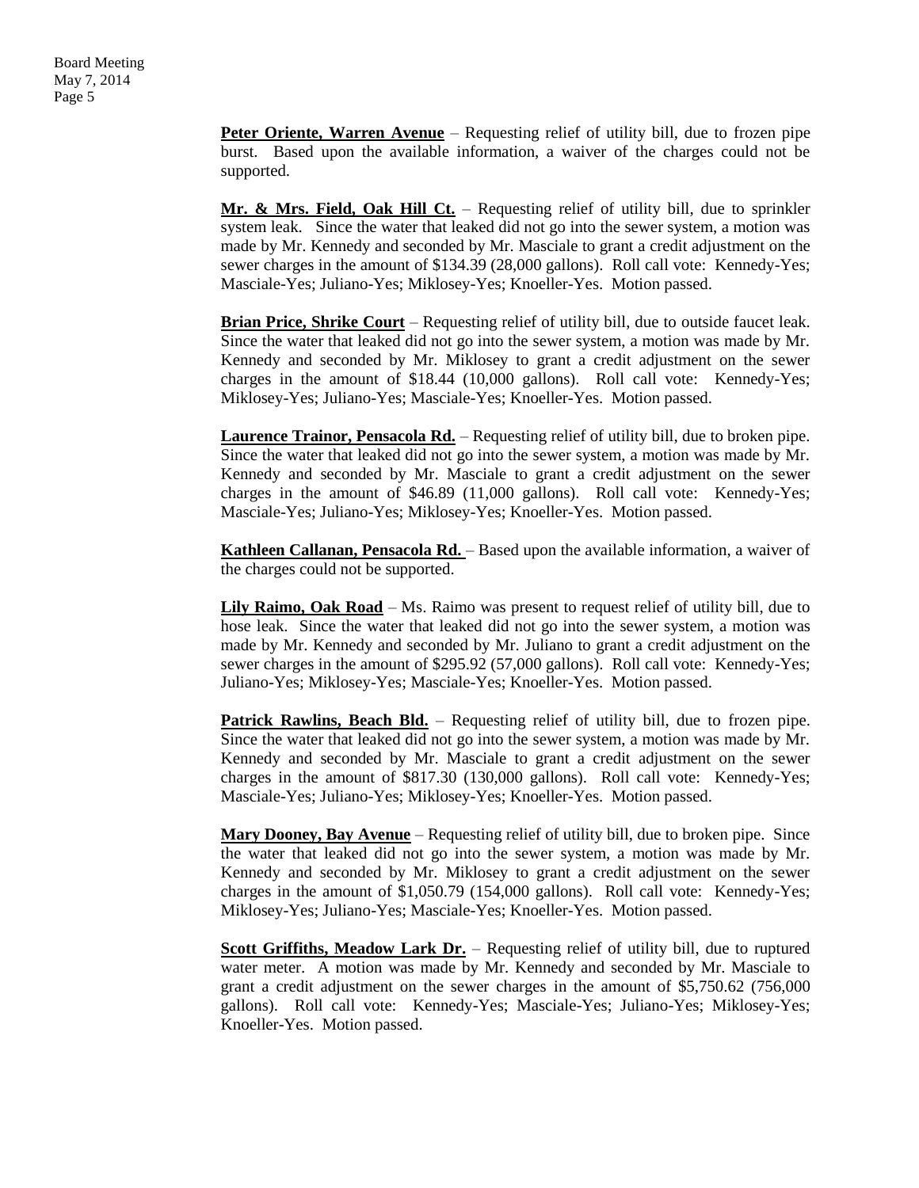**Peter Oriente, Warren Avenue** – Requesting relief of utility bill, due to frozen pipe burst. Based upon the available information, a waiver of the charges could not be supported.

**Mr. & Mrs. Field, Oak Hill Ct.** – Requesting relief of utility bill, due to sprinkler system leak. Since the water that leaked did not go into the sewer system, a motion was made by Mr. Kennedy and seconded by Mr. Masciale to grant a credit adjustment on the sewer charges in the amount of $134.39 (28,000 gallons). Roll call vote: Kennedy-Yes; Masciale-Yes; Juliano-Yes; Miklosey-Yes; Knoeller-Yes. Motion passed.

**Brian Price, Shrike Court** – Requesting relief of utility bill, due to outside faucet leak. Since the water that leaked did not go into the sewer system, a motion was made by Mr. Kennedy and seconded by Mr. Miklosey to grant a credit adjustment on the sewer charges in the amount of $18.44 (10,000 gallons). Roll call vote: Kennedy-Yes; Miklosey-Yes; Juliano-Yes; Masciale-Yes; Knoeller-Yes. Motion passed.

**Laurence Trainor, Pensacola Rd.** – Requesting relief of utility bill, due to broken pipe. Since the water that leaked did not go into the sewer system, a motion was made by Mr. Kennedy and seconded by Mr. Masciale to grant a credit adjustment on the sewer charges in the amount of $46.89 (11,000 gallons). Roll call vote: Kennedy-Yes; Masciale-Yes; Juliano-Yes; Miklosey-Yes; Knoeller-Yes. Motion passed.

**Kathleen Callanan, Pensacola Rd.** – Based upon the available information, a waiver of the charges could not be supported.

**Lily Raimo, Oak Road** – Ms. Raimo was present to request relief of utility bill, due to hose leak. Since the water that leaked did not go into the sewer system, a motion was made by Mr. Kennedy and seconded by Mr. Juliano to grant a credit adjustment on the sewer charges in the amount of $295.92 (57,000 gallons). Roll call vote: Kennedy-Yes; Juliano-Yes; Miklosey-Yes; Masciale-Yes; Knoeller-Yes. Motion passed.

**Patrick Rawlins, Beach Bld.** – Requesting relief of utility bill, due to frozen pipe. Since the water that leaked did not go into the sewer system, a motion was made by Mr. Kennedy and seconded by Mr. Masciale to grant a credit adjustment on the sewer charges in the amount of $817.30 (130,000 gallons). Roll call vote: Kennedy-Yes; Masciale-Yes; Juliano-Yes; Miklosey-Yes; Knoeller-Yes. Motion passed.

**Mary Dooney, Bay Avenue** – Requesting relief of utility bill, due to broken pipe. Since the water that leaked did not go into the sewer system, a motion was made by Mr. Kennedy and seconded by Mr. Miklosey to grant a credit adjustment on the sewer charges in the amount of $1,050.79 (154,000 gallons). Roll call vote: Kennedy-Yes; Miklosey-Yes; Juliano-Yes; Masciale-Yes; Knoeller-Yes. Motion passed.

**Scott Griffiths, Meadow Lark Dr.** – Requesting relief of utility bill, due to ruptured water meter. A motion was made by Mr. Kennedy and seconded by Mr. Masciale to grant a credit adjustment on the sewer charges in the amount of $5,750.62 (756,000 gallons). Roll call vote: Kennedy-Yes; Masciale-Yes; Juliano-Yes; Miklosey-Yes; Knoeller-Yes. Motion passed.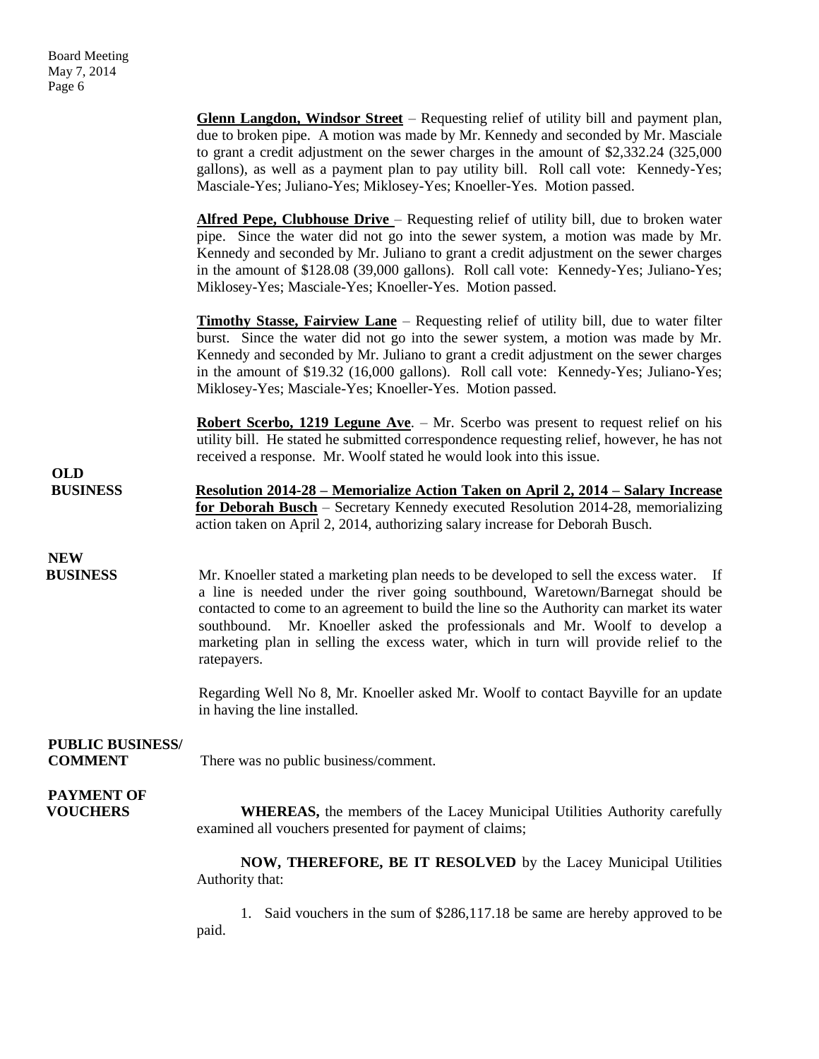**Glenn Langdon, Windsor Street** – Requesting relief of utility bill and payment plan, due to broken pipe. A motion was made by Mr. Kennedy and seconded by Mr. Masciale to grant a credit adjustment on the sewer charges in the amount of $2,332.24 (325,000 gallons), as well as a payment plan to pay utility bill. Roll call vote: Kennedy-Yes; Masciale-Yes; Juliano-Yes; Miklosey-Yes; Knoeller-Yes. Motion passed.

**Alfred Pepe, Clubhouse Drive** – Requesting relief of utility bill, due to broken water pipe. Since the water did not go into the sewer system, a motion was made by Mr. Kennedy and seconded by Mr. Juliano to grant a credit adjustment on the sewer charges in the amount of $128.08 (39,000 gallons). Roll call vote: Kennedy-Yes; Juliano-Yes; Miklosey-Yes; Masciale-Yes; Knoeller-Yes. Motion passed.

**Timothy Stasse, Fairview Lane** – Requesting relief of utility bill, due to water filter burst. Since the water did not go into the sewer system, a motion was made by Mr. Kennedy and seconded by Mr. Juliano to grant a credit adjustment on the sewer charges in the amount of $19.32 (16,000 gallons). Roll call vote: Kennedy-Yes; Juliano-Yes; Miklosey-Yes; Masciale-Yes; Knoeller-Yes. Motion passed.

**Robert Scerbo, 1219 Legune Ave**. – Mr. Scerbo was present to request relief on his utility bill. He stated he submitted correspondence requesting relief, however, he has not received a response. Mr. Woolf stated he would look into this issue.

**OLD BUSINESS**

**Resolution 2014-28 – Memorialize Action Taken on April 2, 2014 – Salary Increase for Deborah Busch** – Secretary Kennedy executed Resolution 2014-28, memorializing action taken on April 2, 2014, authorizing salary increase for Deborah Busch.

**NEW BUSINESS**

Mr. Knoeller stated a marketing plan needs to be developed to sell the excess water. If a line is needed under the river going southbound, Waretown/Barnegat should be contacted to come to an agreement to build the line so the Authority can market its water southbound. Mr. Knoeller asked the professionals and Mr. Woolf to develop a marketing plan in selling the excess water, which in turn will provide relief to the ratepayers.

Regarding Well No 8, Mr. Knoeller asked Mr. Woolf to contact Bayville for an update in having the line installed.

**PUBLIC BUSINESS/ COMMENT**

There was no public business/comment.

**PAYMENT OF VOUCHERS**

**WHEREAS,** the members of the Lacey Municipal Utilities Authority carefully examined all vouchers presented for payment of claims;

**NOW, THEREFORE, BE IT RESOLVED** by the Lacey Municipal Utilities Authority that:

1. Said vouchers in the sum of $286,117.18 be same are hereby approved to be paid.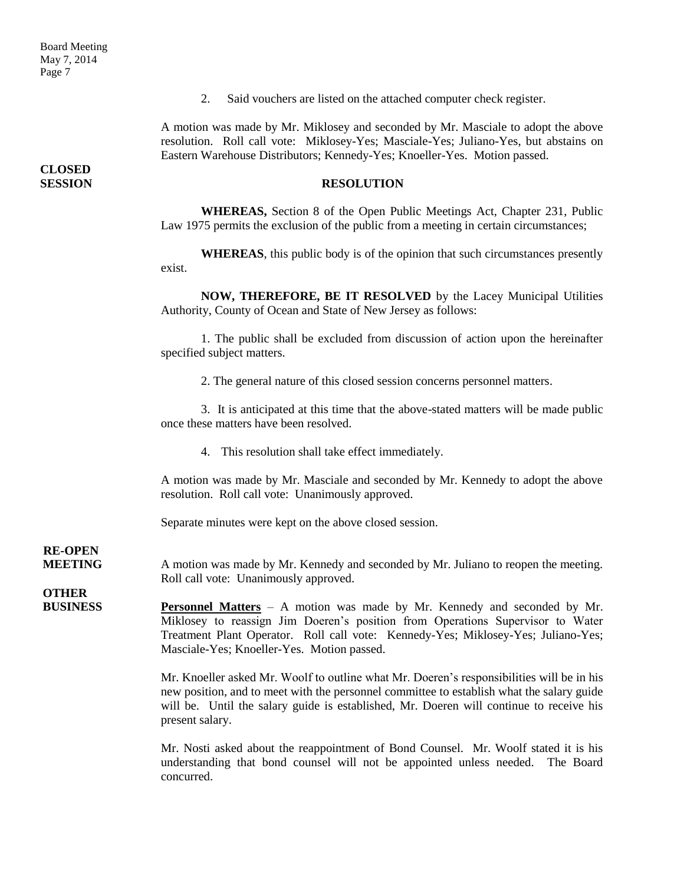2. Said vouchers are listed on the attached computer check register.

A motion was made by Mr. Miklosey and seconded by Mr. Masciale to adopt the above resolution. Roll call vote: Miklosey-Yes; Masciale-Yes; Juliano-Yes, but abstains on Eastern Warehouse Distributors; Kennedy-Yes; Knoeller-Yes. Motion passed.

**CLOSED SESSION**

**RESOLUTION**

**WHEREAS,** Section 8 of the Open Public Meetings Act, Chapter 231, Public Law 1975 permits the exclusion of the public from a meeting in certain circumstances;

**WHEREAS**, this public body is of the opinion that such circumstances presently exist.

**NOW, THEREFORE, BE IT RESOLVED** by the Lacey Municipal Utilities Authority, County of Ocean and State of New Jersey as follows:

1. The public shall be excluded from discussion of action upon the hereinafter specified subject matters.

2. The general nature of this closed session concerns personnel matters.

3. It is anticipated at this time that the above-stated matters will be made public once these matters have been resolved.

4. This resolution shall take effect immediately.

A motion was made by Mr. Masciale and seconded by Mr. Kennedy to adopt the above resolution. Roll call vote: Unanimously approved.

Separate minutes were kept on the above closed session.

**RE-OPEN MEETING**

A motion was made by Mr. Kennedy and seconded by Mr. Juliano to reopen the meeting. Roll call vote: Unanimously approved.

**OTHER BUSINESS**

**Personnel Matters** – A motion was made by Mr. Kennedy and seconded by Mr. Miklosey to reassign Jim Doeren's position from Operations Supervisor to Water Treatment Plant Operator. Roll call vote: Kennedy-Yes; Miklosey-Yes; Juliano-Yes; Masciale-Yes; Knoeller-Yes. Motion passed.

Mr. Knoeller asked Mr. Woolf to outline what Mr. Doeren's responsibilities will be in his new position, and to meet with the personnel committee to establish what the salary guide will be. Until the salary guide is established, Mr. Doeren will continue to receive his present salary.

Mr. Nosti asked about the reappointment of Bond Counsel. Mr. Woolf stated it is his understanding that bond counsel will not be appointed unless needed. The Board concurred.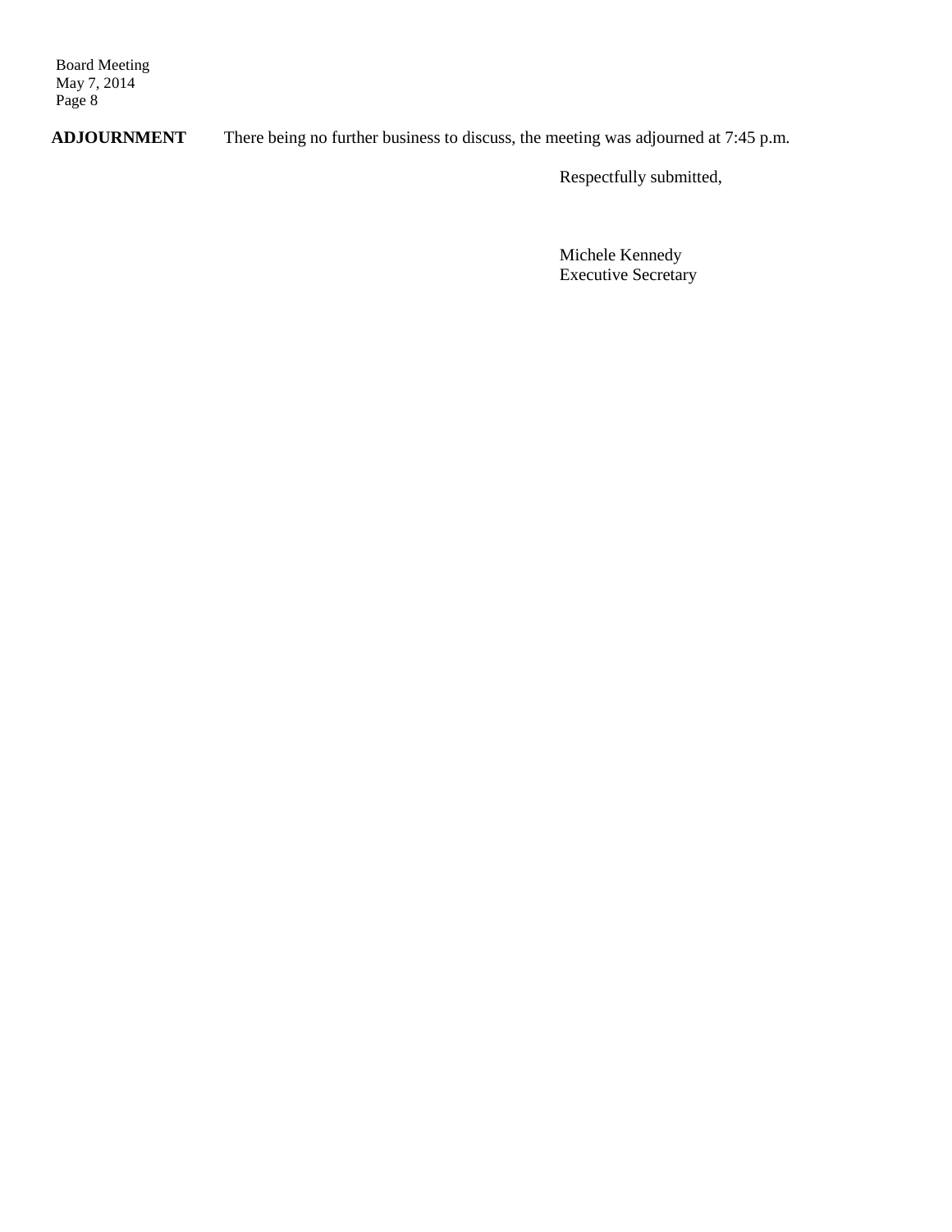**ADJOURNMENT** There being no further business to discuss, the meeting was adjourned at 7:45 p.m.

Respectfully submitted,

Michele Kennedy
Executive Secretary